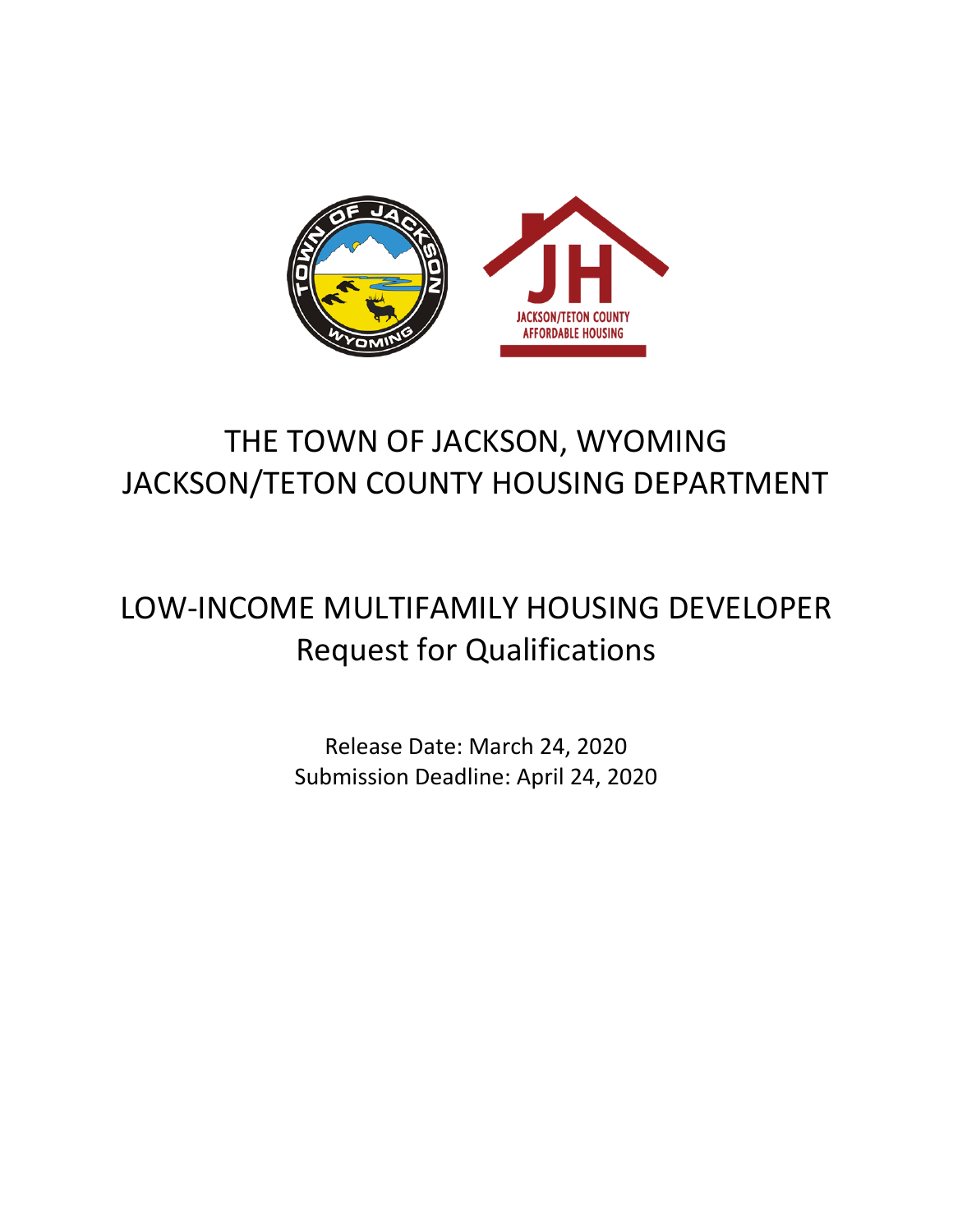# THE TOWN OF JACKSON, WYOMING
# JACKSON/TETON COUNTY HOUSING DEPARTMENT

# LOW-INCOME MULTIFAMILY HOUSING DEVELOPER
## Request for Qualifications

Release Date: March 24, 2020
Submission Deadline: April 24, 2020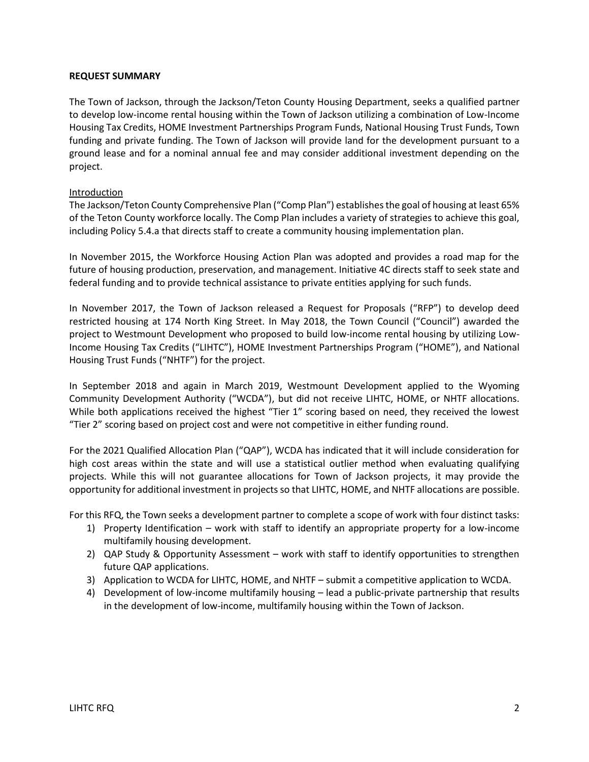**REQUEST SUMMARY**

The Town of Jackson, through the Jackson/Teton County Housing Department, seeks a qualified partner to develop low-income rental housing within the Town of Jackson utilizing a combination of Low-Income Housing Tax Credits, HOME Investment Partnerships Program Funds, National Housing Trust Funds, Town funding and private funding. The Town of Jackson will provide land for the development pursuant to a ground lease and for a nominal annual fee and may consider additional investment depending on the project.

Introduction

The Jackson/Teton County Comprehensive Plan ("Comp Plan") establishes the goal of housing at least 65% of the Teton County workforce locally. The Comp Plan includes a variety of strategies to achieve this goal, including Policy 5.4.a that directs staff to create a community housing implementation plan.

In November 2015, the Workforce Housing Action Plan was adopted and provides a road map for the future of housing production, preservation, and management. Initiative 4C directs staff to seek state and federal funding and to provide technical assistance to private entities applying for such funds.

In November 2017, the Town of Jackson released a Request for Proposals ("RFP") to develop deed restricted housing at 174 North King Street. In May 2018, the Town Council ("Council") awarded the project to Westmount Development who proposed to build low-income rental housing by utilizing Low-Income Housing Tax Credits ("LIHTC"), HOME Investment Partnerships Program ("HOME"), and National Housing Trust Funds ("NHTF") for the project.

In September 2018 and again in March 2019, Westmount Development applied to the Wyoming Community Development Authority ("WCDA"), but did not receive LIHTC, HOME, or NHTF allocations. While both applications received the highest "Tier 1" scoring based on need, they received the lowest "Tier 2" scoring based on project cost and were not competitive in either funding round.

For the 2021 Qualified Allocation Plan ("QAP"), WCDA has indicated that it will include consideration for high cost areas within the state and will use a statistical outlier method when evaluating qualifying projects. While this will not guarantee allocations for Town of Jackson projects, it may provide the opportunity for additional investment in projects so that LIHTC, HOME, and NHTF allocations are possible.

For this RFQ, the Town seeks a development partner to complete a scope of work with four distinct tasks:

1) Property Identification – work with staff to identify an appropriate property for a low-income multifamily housing development.
2) QAP Study & Opportunity Assessment – work with staff to identify opportunities to strengthen future QAP applications.
3) Application to WCDA for LIHTC, HOME, and NHTF – submit a competitive application to WCDA.
4) Development of low-income multifamily housing – lead a public-private partnership that results in the development of low-income, multifamily housing within the Town of Jackson.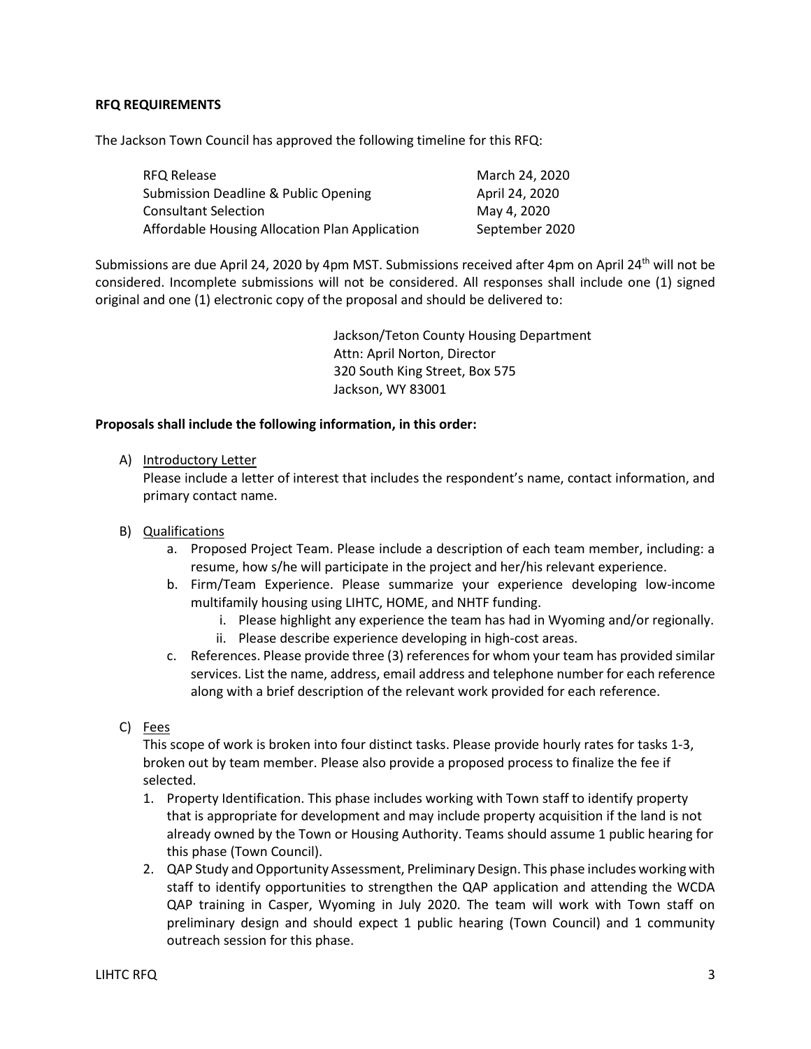**RFQ REQUIREMENTS**

The Jackson Town Council has approved the following timeline for this RFQ:

| | |
|---|---|
| RFQ Release | March 24, 2020 |
| Submission Deadline & Public Opening | April 24, 2020 |
| Consultant Selection | May 4, 2020 |
| Affordable Housing Allocation Plan Application | September 2020 |

Submissions are due April 24, 2020 by 4pm MST. Submissions received after 4pm on April 24th will not be considered. Incomplete submissions will not be considered. All responses shall include one (1) signed original and one (1) electronic copy of the proposal and should be delivered to:

Jackson/Teton County Housing Department
Attn: April Norton, Director
320 South King Street, Box 575
Jackson, WY 83001

**Proposals shall include the following information, in this order:**

A) Introductory Letter
   Please include a letter of interest that includes the respondent's name, contact information, and primary contact name.

B) Qualifications
   a. Proposed Project Team. Please include a description of each team member, including: a resume, how s/he will participate in the project and her/his relevant experience.
   b. Firm/Team Experience. Please summarize your experience developing low-income multifamily housing using LIHTC, HOME, and NHTF funding.
      i. Please highlight any experience the team has had in Wyoming and/or regionally.
      ii. Please describe experience developing in high-cost areas.
   c. References. Please provide three (3) references for whom your team has provided similar services. List the name, address, email address and telephone number for each reference along with a brief description of the relevant work provided for each reference.

C) Fees
   This scope of work is broken into four distinct tasks. Please provide hourly rates for tasks 1-3, broken out by team member. Please also provide a proposed process to finalize the fee if selected.
   1. Property Identification. This phase includes working with Town staff to identify property that is appropriate for development and may include property acquisition if the land is not already owned by the Town or Housing Authority. Teams should assume 1 public hearing for this phase (Town Council).
   2. QAP Study and Opportunity Assessment, Preliminary Design. This phase includes working with staff to identify opportunities to strengthen the QAP application and attending the WCDA QAP training in Casper, Wyoming in July 2020. The team will work with Town staff on preliminary design and should expect 1 public hearing (Town Council) and 1 community outreach session for this phase.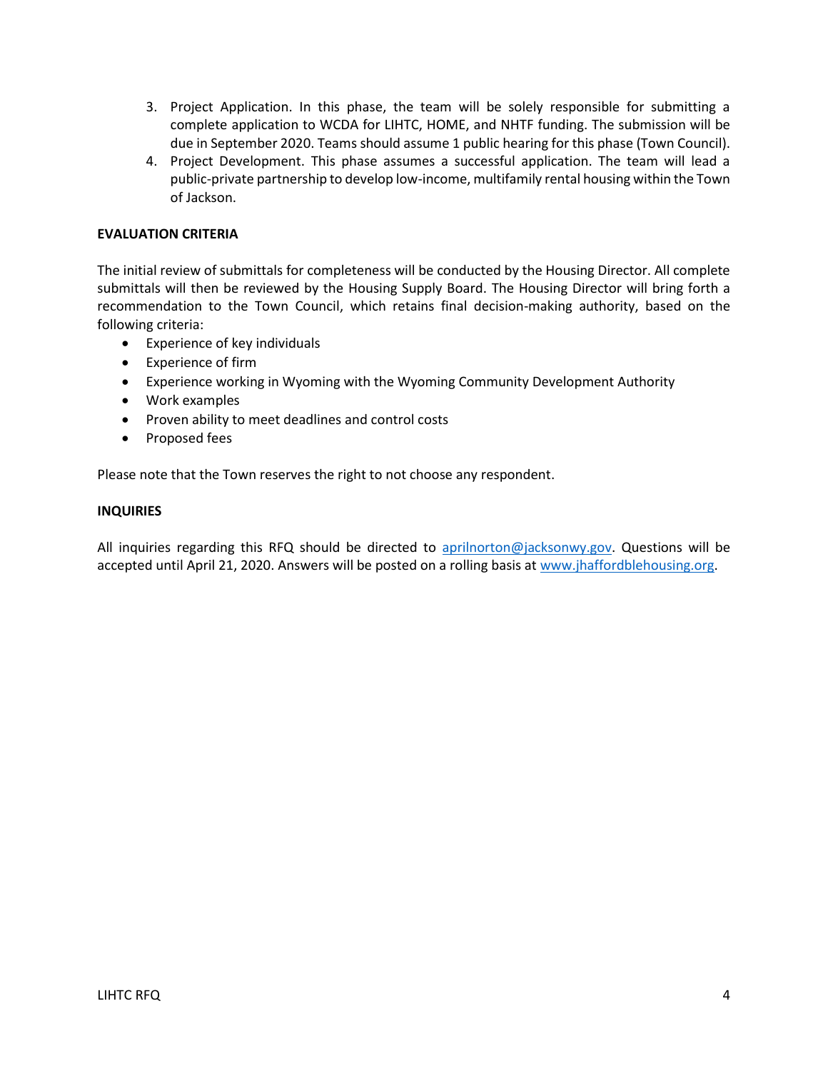3. Project Application. In this phase, the team will be solely responsible for submitting a complete application to WCDA for LIHTC, HOME, and NHTF funding. The submission will be due in September 2020. Teams should assume 1 public hearing for this phase (Town Council).
4. Project Development. This phase assumes a successful application. The team will lead a public-private partnership to develop low-income, multifamily rental housing within the Town of Jackson.

**EVALUATION CRITERIA**

The initial review of submittals for completeness will be conducted by the Housing Director. All complete submittals will then be reviewed by the Housing Supply Board. The Housing Director will bring forth a recommendation to the Town Council, which retains final decision-making authority, based on the following criteria:

- Experience of key individuals
- Experience of firm
- Experience working in Wyoming with the Wyoming Community Development Authority
- Work examples
- Proven ability to meet deadlines and control costs
- Proposed fees

Please note that the Town reserves the right to not choose any respondent.

**INQUIRIES**

All inquiries regarding this RFQ should be directed to aprilnorton@jacksonwy.gov. Questions will be accepted until April 21, 2020. Answers will be posted on a rolling basis at www.jhaffordblehousing.org.